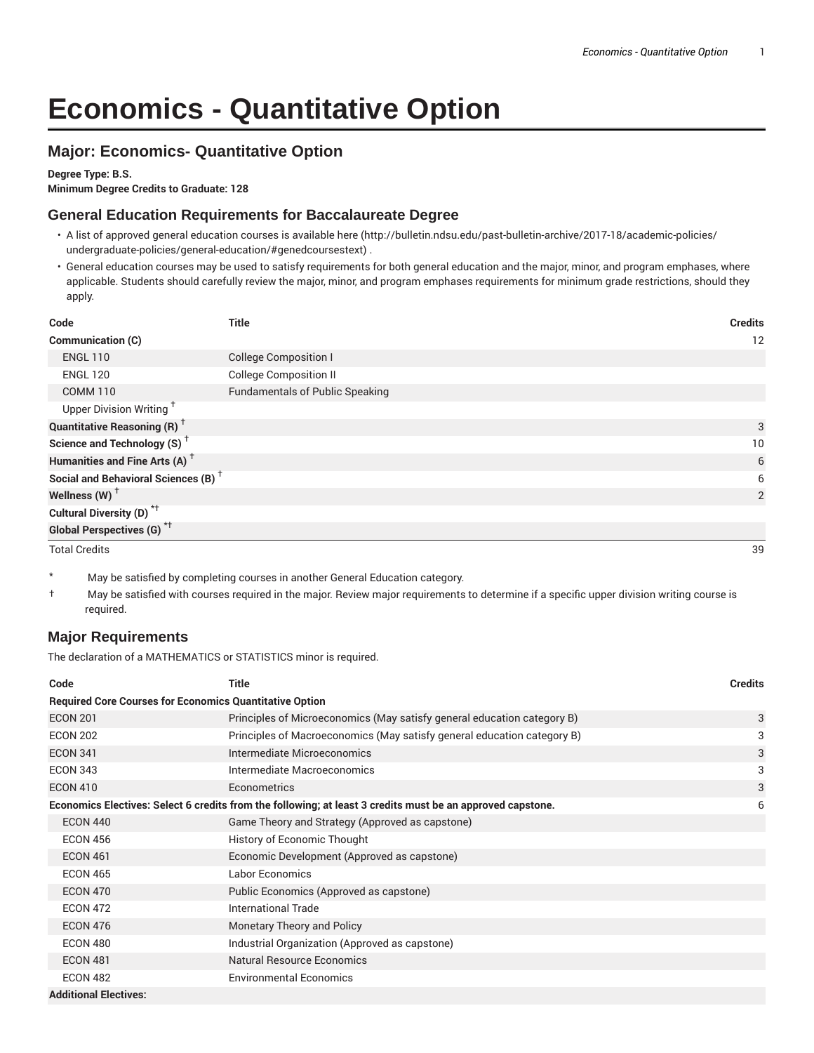# Economics - Quantitative Option

## Major: Economics- Quantitative Option

**Degree Type: B.S.**
**Minimum Degree Credits to Graduate: 128**

### General Education Requirements for Baccalaureate Degree

- A list of approved general education courses is available here (http://bulletin.ndsu.edu/past-bulletin-archive/2017-18/academic-policies/undergraduate-policies/general-education/#genedcoursestext) .
- General education courses may be used to satisfy requirements for both general education and the major, minor, and program emphases, where applicable. Students should carefully review the major, minor, and program emphases requirements for minimum grade restrictions, should they apply.

| Code | Title | Credits |
|---|---|---|
| **Communication (C)** | | 12 |
| ENGL 110 | College Composition I | |
| ENGL 120 | College Composition II | |
| COMM 110 | Fundamentals of Public Speaking | |
| Upper Division Writing † | | |
| **Quantitative Reasoning (R) †** | | 3 |
| **Science and Technology (S) †** | | 10 |
| **Humanities and Fine Arts (A) †** | | 6 |
| **Social and Behavioral Sciences (B) †** | | 6 |
| **Wellness (W) †** | | 2 |
| **Cultural Diversity (D) *†** | | |
| **Global Perspectives (G) *†** | | |
| Total Credits | | 39 |

\* May be satisfied by completing courses in another General Education category.

† May be satisfied with courses required in the major. Review major requirements to determine if a specific upper division writing course is required.

### Major Requirements

The declaration of a MATHEMATICS or STATISTICS minor is required.

| Code | Title | Credits |
|---|---|---|
| **Required Core Courses for Economics Quantitative Option** | | |
| ECON 201 | Principles of Microeconomics (May satisfy general education category B) | 3 |
| ECON 202 | Principles of Macroeconomics (May satisfy general education category B) | 3 |
| ECON 341 | Intermediate Microeconomics | 3 |
| ECON 343 | Intermediate Macroeconomics | 3 |
| ECON 410 | Econometrics | 3 |
| **Economics Electives: Select 6 credits from the following; at least 3 credits must be an approved capstone.** | | 6 |
| ECON 440 | Game Theory and Strategy (Approved as capstone) | |
| ECON 456 | History of Economic Thought | |
| ECON 461 | Economic Development (Approved as capstone) | |
| ECON 465 | Labor Economics | |
| ECON 470 | Public Economics (Approved as capstone) | |
| ECON 472 | International Trade | |
| ECON 476 | Monetary Theory and Policy | |
| ECON 480 | Industrial Organization (Approved as capstone) | |
| ECON 481 | Natural Resource Economics | |
| ECON 482 | Environmental Economics | |
| **Additional Electives:** | | |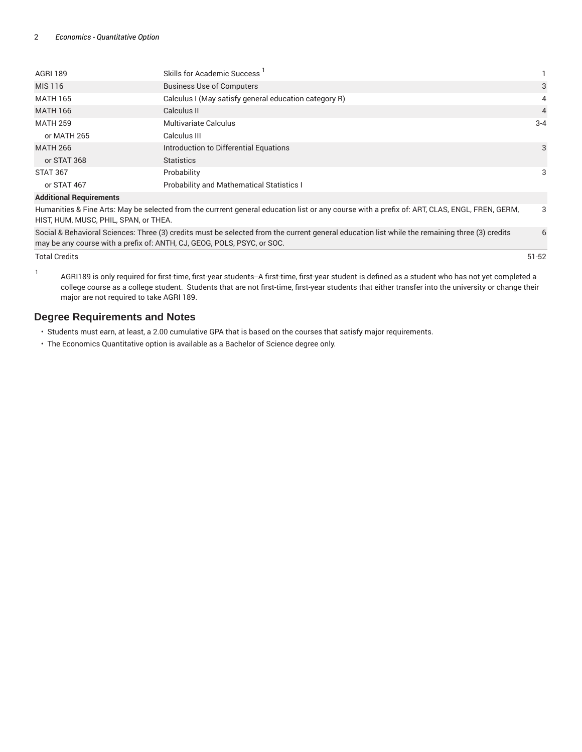| | | |
|---|---|---|
| AGRI 189 | Skills for Academic Success [1] | 1 |
| MIS 116 | Business Use of Computers | 3 |
| MATH 165 | Calculus I (May satisfy general education category R) | 4 |
| MATH 166 | Calculus II | 4 |
| MATH 259 | Multivariate Calculus | 3-4 |
| or MATH 265 | Calculus III | |
| MATH 266 | Introduction to Differential Equations | 3 |
| or STAT 368 | Statistics | |
| STAT 367 | Probability | 3 |
| or STAT 467 | Probability and Mathematical Statistics I | |
| **Additional Requirements** | | |
| Humanities & Fine Arts: May be selected from the currrent general education list or any course with a prefix of: ART, CLAS, ENGL, FREN, GERM, HIST, HUM, MUSC, PHIL, SPAN, or THEA. | | 3 |
| Social & Behavioral Sciences: Three (3) credits must be selected from the current general education list while the remaining three (3) credits may be any course with a prefix of: ANTH, CJ, GEOG, POLS, PSYC, or SOC. | | 6 |
| Total Credits | | 51-52 |

[1] AGRI189 is only required for first-time, first-year students--A first-time, first-year student is defined as a student who has not yet completed a college course as a college student. Students that are not first-time, first-year students that either transfer into the university or change their major are not required to take AGRI 189.

## Degree Requirements and Notes

- Students must earn, at least, a 2.00 cumulative GPA that is based on the courses that satisfy major requirements.
- The Economics Quantitative option is available as a Bachelor of Science degree only.